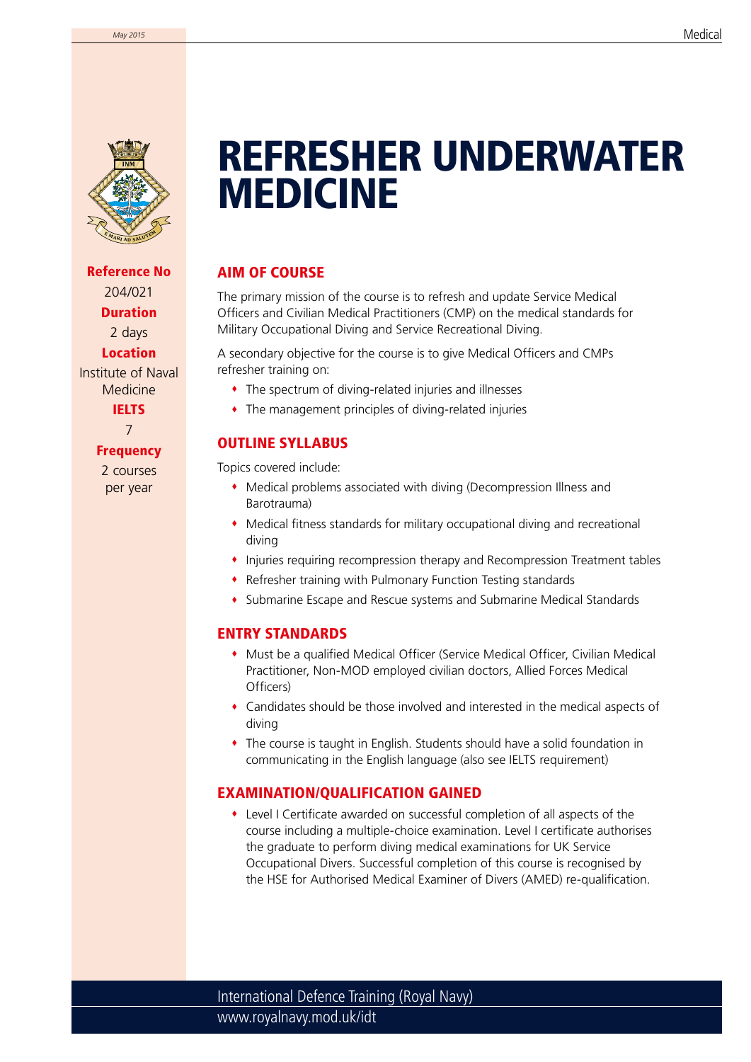# REFRESHER UNDERWATER MEDICINE

**Reference No**
204/021

**Duration**
2 days

**Location**
Institute of Naval Medicine

**IELTS**
7

**Frequency**
2 courses per year

## AIM OF COURSE

The primary mission of the course is to refresh and update Service Medical Officers and Civilian Medical Practitioners (CMP) on the medical standards for Military Occupational Diving and Service Recreational Diving.

A secondary objective for the course is to give Medical Officers and CMPs refresher training on:

- The spectrum of diving-related injuries and illnesses
- The management principles of diving-related injuries

## OUTLINE SYLLABUS

Topics covered include:

- Medical problems associated with diving (Decompression Illness and Barotrauma)
- Medical fitness standards for military occupational diving and recreational diving
- Injuries requiring recompression therapy and Recompression Treatment tables
- Refresher training with Pulmonary Function Testing standards
- Submarine Escape and Rescue systems and Submarine Medical Standards

## ENTRY STANDARDS

- Must be a qualified Medical Officer (Service Medical Officer, Civilian Medical Practitioner, Non-MOD employed civilian doctors, Allied Forces Medical Officers)
- Candidates should be those involved and interested in the medical aspects of diving
- The course is taught in English. Students should have a solid foundation in communicating in the English language (also see IELTS requirement)

## EXAMINATION/QUALIFICATION GAINED

- Level I Certificate awarded on successful completion of all aspects of the course including a multiple-choice examination. Level I certificate authorises the graduate to perform diving medical examinations for UK Service Occupational Divers. Successful completion of this course is recognised by the HSE for Authorised Medical Examiner of Divers (AMED) re-qualification.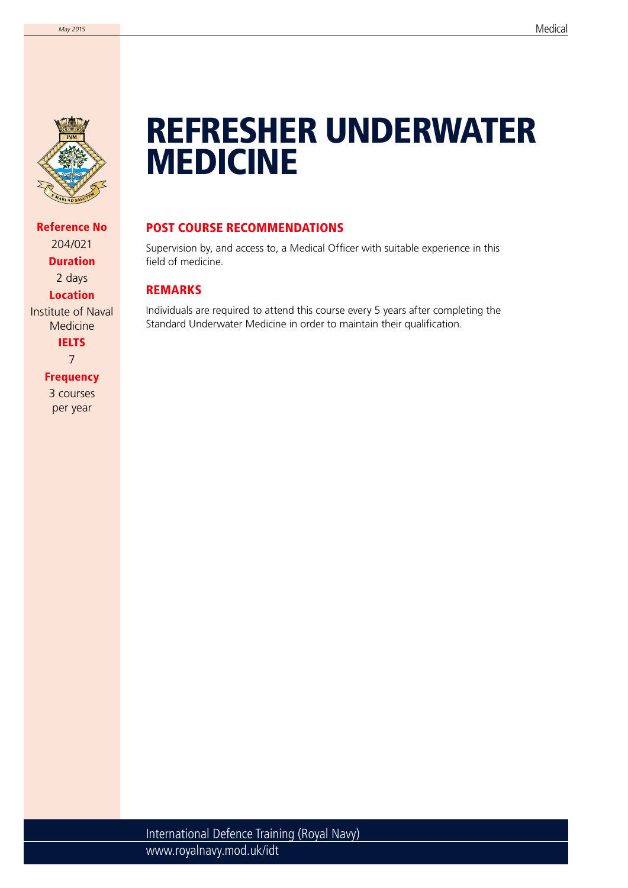# REFRESHER UNDERWATER MEDICINE

**Reference No**
204/021

**Duration**
2 days

**Location**
Institute of Naval Medicine

**IELTS**
7

**Frequency**
3 courses per year

## POST COURSE RECOMMENDATIONS

Supervision by, and access to, a Medical Officer with suitable experience in this field of medicine.

## REMARKS

Individuals are required to attend this course every 5 years after completing the Standard Underwater Medicine in order to maintain their qualification.